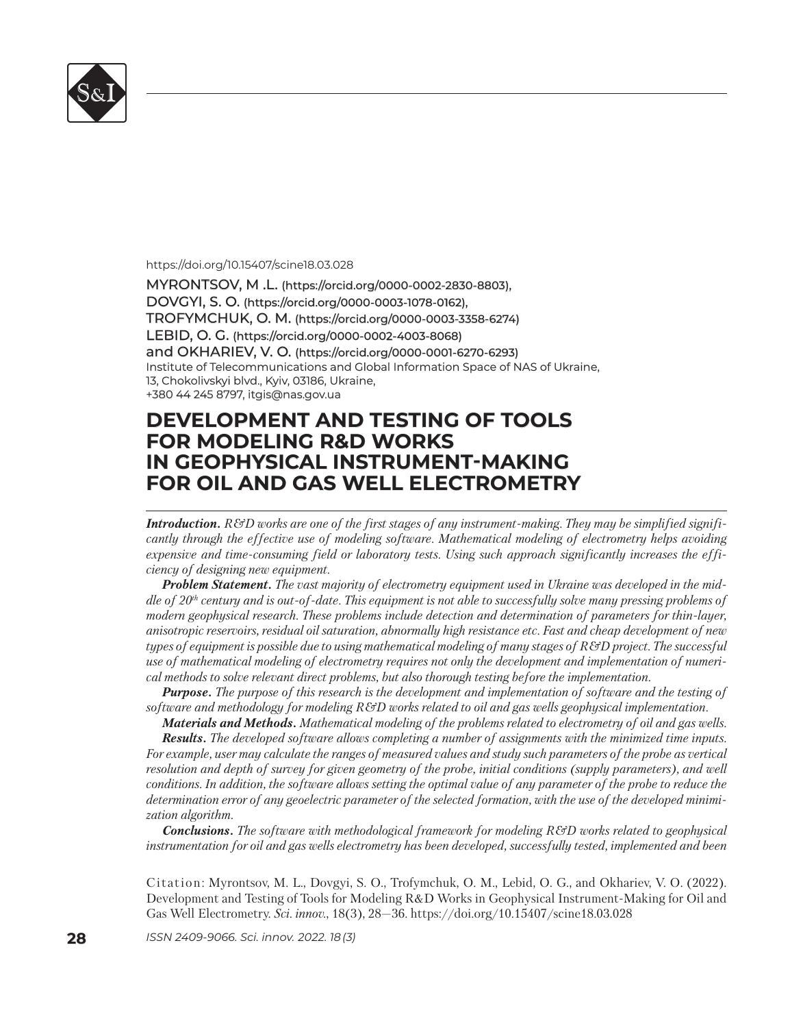https://doi.org/10.15407/scine18.03.028

**MYRONTSOV, M .L.** (https://orcid.org/0000-0002-2830-8803),
**DOVGYI, S. O.** (https://orcid.org/0000-0003-1078-0162),
**TROFYMCHUK, O. M.** (https://orcid.org/0000-0003-3358-6274)
**LEBID, O. G.** (https://orcid.org/0000-0002-4003-8068)
**and OKHARIEV, V. O.** (https://orcid.org/0000-0001-6270-6293)
Institute of Telecommunications and Global Information Space of NAS of Ukraine,
13, Chokolivskyi blvd., Kyiv, 03186, Ukraine,
+380 44 245 8797, itgis@nas.gov.ua

# DEVELOPMENT AND TESTING OF TOOLS FOR MODELING R&D WORKS IN GEOPHYSICAL INSTRUMENT-MAKING FOR OIL AND GAS WELL ELECTROMETRY

***Introduction.*** *R&D works are one of the first stages of any instrument-making. They may be simplified significantly through the effective use of modeling software. Mathematical modeling of electrometry helps avoiding expensive and time-consuming field or laboratory tests. Using such approach significantly increases the efficiency of designing new equipment.*

***Problem Statement.*** *The vast majority of electrometry equipment used in Ukraine was developed in the middle of 20th century and is out-of-date. This equipment is not able to successfully solve many pressing problems of modern geophysical research. These problems include detection and determination of parameters for thin-layer, anisotropic reservoirs, residual oil saturation, abnormally high resistance etc. Fast and cheap development of new types of equipment is possible due to using mathematical modeling of many stages of R&D project. The successful use of mathematical modeling of electrometry requires not only the development and implementation of numerical methods to solve relevant direct problems, but also thorough testing before the implementation.*

***Purpose.*** *The purpose of this research is the development and implementation of software and the testing of software and methodology for modeling R&D works related to oil and gas wells geophysical implementation.*

***Materials and Methods.*** *Mathematical modeling of the problems related to electrometry of oil and gas wells.*

***Results.*** *The developed software allows completing a number of assignments with the minimized time inputs. For example, user may calculate the ranges of measured values and study such parameters of the probe as vertical resolution and depth of survey for given geometry of the probe, initial conditions (supply parameters), and well conditions. In addition, the software allows setting the optimal value of any parameter of the probe to reduce the determination error of any geoelectric parameter of the selected formation, with the use of the developed minimization algorithm.*

***Conclusions.*** *The software with methodological framework for modeling R&D works related to geophysical instrumentation for oil and gas wells electrometry has been developed, successfully tested, implemented and been*

Citation: Myrontsov, M. L., Dovgyi, S. O., Trofymchuk, O. M., Lebid, O. G., and Okhariev, V. O. (2022). Development and Testing of Tools for Modeling R&D Works in Geophysical Instrument-Making for Oil and Gas Well Electrometry. *Sci. innov.*, 18(3), 28–36. https://doi.org/10.15407/scine18.03.028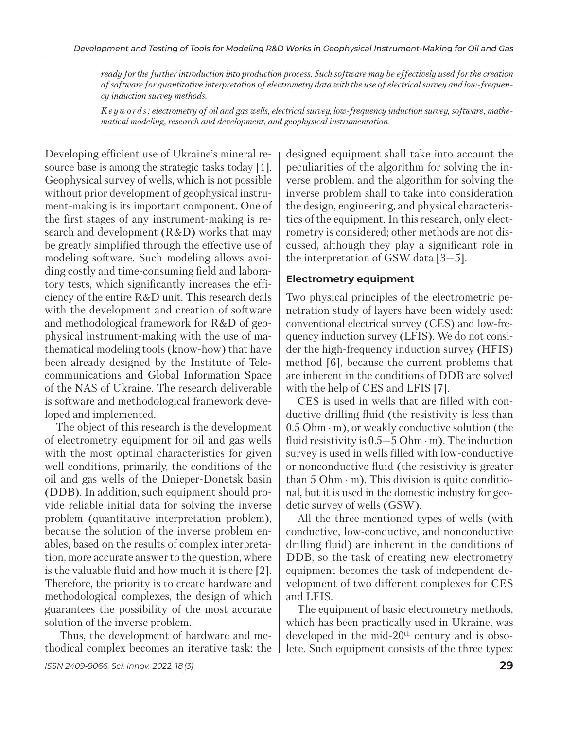*ready for the further introduction into production process. Such software may be effectively used for the creation of software for quantitative interpretation of electrometry data with the use of electrical survey and low-frequency induction survey methods.*

*Keywords: electrometry of oil and gas wells, electrical survey, low-frequency induction survey, software, mathematical modeling, research and development, and geophysical instrumentation.*

Developing efficient use of Ukraine's mineral resource base is among the strategic tasks today [1]. Geophysical survey of wells, which is not possible without prior development of geophysical instrument-making is its important component. One of the first stages of any instrument-making is research and development (R&D) works that may be greatly simplified through the effective use of modeling software. Such modeling allows avoiding costly and time-consuming field and laboratory tests, which significantly increases the efficiency of the entire R&D unit. This research deals with the development and creation of software and methodological framework for R&D of geophysical instrument-making with the use of mathematical modeling tools (know-how) that have been already designed by the Institute of Telecommunications and Global Information Space of the NAS of Ukraine. The research deliverable is software and methodological framework developed and implemented.

The object of this research is the development of electrometry equipment for oil and gas wells with the most optimal characteristics for given well conditions, primarily, the conditions of the oil and gas wells of the Dnieper-Donetsk basin (DDB). In addition, such equipment should provide reliable initial data for solving the inverse problem (quantitative interpretation problem), because the solution of the inverse problem enables, based on the results of complex interpretation, more accurate answer to the question, where is the valuable fluid and how much it is there [2]. Therefore, the priority is to create hardware and methodological complexes, the design of which guarantees the possibility of the most accurate solution of the inverse problem.

Thus, the development of hardware and methodical complex becomes an iterative task: the designed equipment shall take into account the peculiarities of the algorithm for solving the inverse problem, and the algorithm for solving the inverse problem shall to take into consideration the design, engineering, and physical characteristics of the equipment. In this research, only electrometry is considered; other methods are not discussed, although they play a significant role in the interpretation of GSW data [3—5].

## Electrometry equipment

Two physical principles of the electrometric penetration study of layers have been widely used: conventional electrical survey (CES) and low-frequency induction survey (LFIS). We do not consider the high-frequency induction survey (HFIS) method [6], because the current problems that are inherent in the conditions of DDB are solved with the help of CES and LFIS [7].

CES is used in wells that are filled with conductive drilling fluid (the resistivity is less than 0.5 Ohm · m), or weakly conductive solution (the fluid resistivity is 0.5—5 Ohm · m). The induction survey is used in wells filled with low-conductive or nonconductive fluid (the resistivity is greater than 5 Ohm · m). This division is quite conditional, but it is used in the domestic industry for geodetic survey of wells (GSW).

All the three mentioned types of wells (with conductive, low-conductive, and nonconductive drilling fluid) are inherent in the conditions of DDB, so the task of creating new electrometry equipment becomes the task of independent development of two different complexes for CES and LFIS.

The equipment of basic electrometry methods, which has been practically used in Ukraine, was developed in the mid-20th century and is obsolete. Such equipment consists of the three types: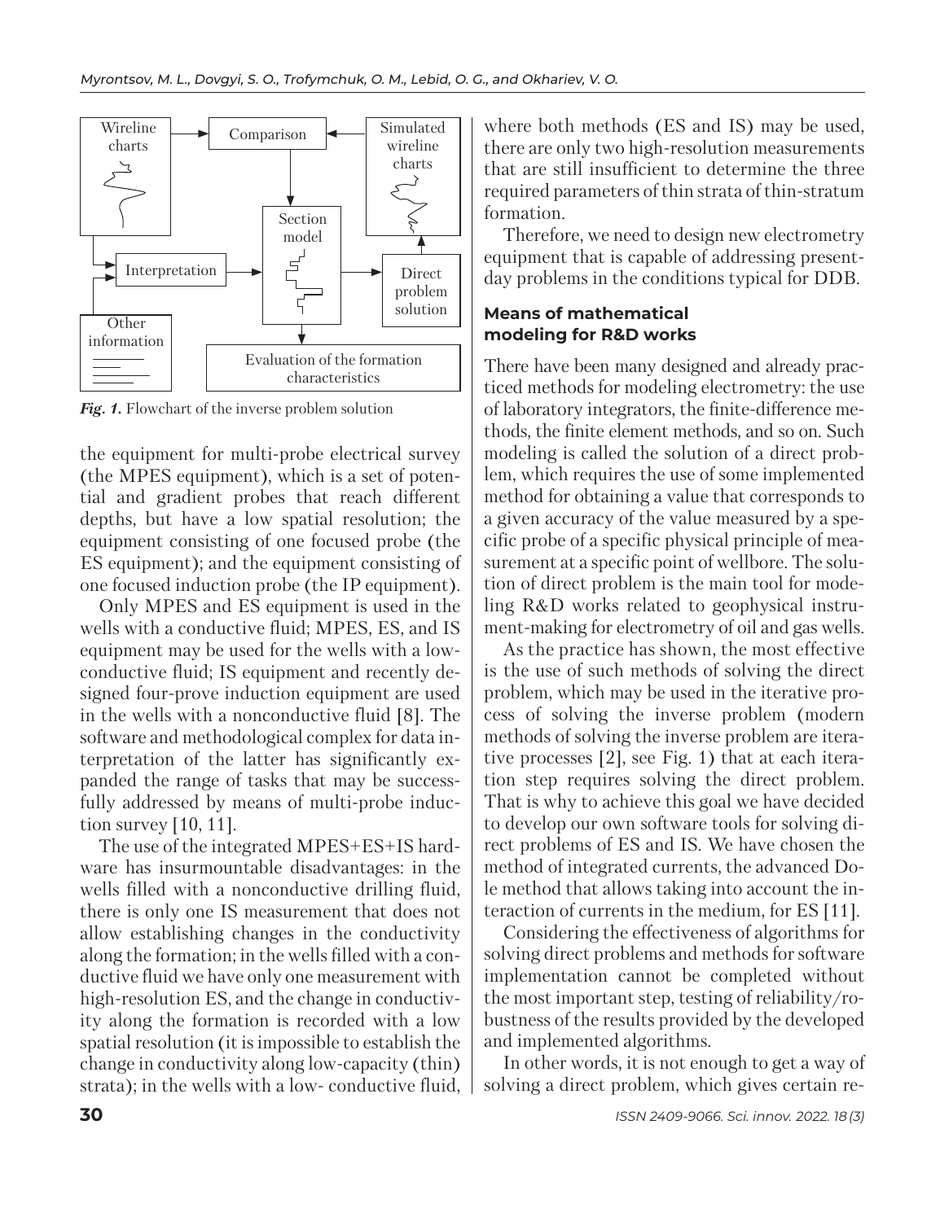*Fig. 1.* Flowchart of the inverse problem solution

the equipment for multi-probe electrical survey (the MPES equipment), which is a set of potential and gradient probes that reach different depths, but have a low spatial resolution; the equipment consisting of one focused probe (the ES equipment); and the equipment consisting of one focused induction probe (the IP equipment).

Only MPES and ES equipment is used in the wells with a conductive fluid; MPES, ES, and IS equipment may be used for the wells with a low-conductive fluid; IS equipment and recently designed four-prove induction equipment are used in the wells with a nonconductive fluid [8]. The software and methodological complex for data interpretation of the latter has significantly expanded the range of tasks that may be successfully addressed by means of multi-probe induction survey [10, 11].

The use of the integrated MPES+ES+IS hardware has insurmountable disadvantages: in the wells filled with a nonconductive drilling fluid, there is only one IS measurement that does not allow establishing changes in the conductivity along the formation; in the wells filled with a conductive fluid we have only one measurement with high-resolution ES, and the change in conductivity along the formation is recorded with a low spatial resolution (it is impossible to establish the change in conductivity along low-capacity (thin) strata); in the wells with a low- conductive fluid, where both methods (ES and IS) may be used, there are only two high-resolution measurements that are still insufficient to determine the three required parameters of thin strata of thin-stratum formation.

Therefore, we need to design new electrometry equipment that is capable of addressing present-day problems in the conditions typical for DDB.

## Means of mathematical modeling for R&D works

There have been many designed and already practiced methods for modeling electrometry: the use of laboratory integrators, the finite-difference methods, the finite element methods, and so on. Such modeling is called the solution of a direct problem, which requires the use of some implemented method for obtaining a value that corresponds to a given accuracy of the value measured by a specific probe of a specific physical principle of measurement at a specific point of wellbore. The solution of direct problem is the main tool for modeling R&D works related to geophysical instrument-making for electrometry of oil and gas wells.

As the practice has shown, the most effective is the use of such methods of solving the direct problem, which may be used in the iterative process of solving the inverse problem (modern methods of solving the inverse problem are iterative processes [2], see Fig. 1) that at each iteration step requires solving the direct problem. That is why to achieve this goal we have decided to develop our own software tools for solving direct problems of ES and IS. We have chosen the method of integrated currents, the advanced Dole method that allows taking into account the interaction of currents in the medium, for ES [11].

Considering the effectiveness of algorithms for solving direct problems and methods for software implementation cannot be completed without the most important step, testing of reliability/robustness of the results provided by the developed and implemented algorithms.

In other words, it is not enough to get a way of solving a direct problem, which gives certain re-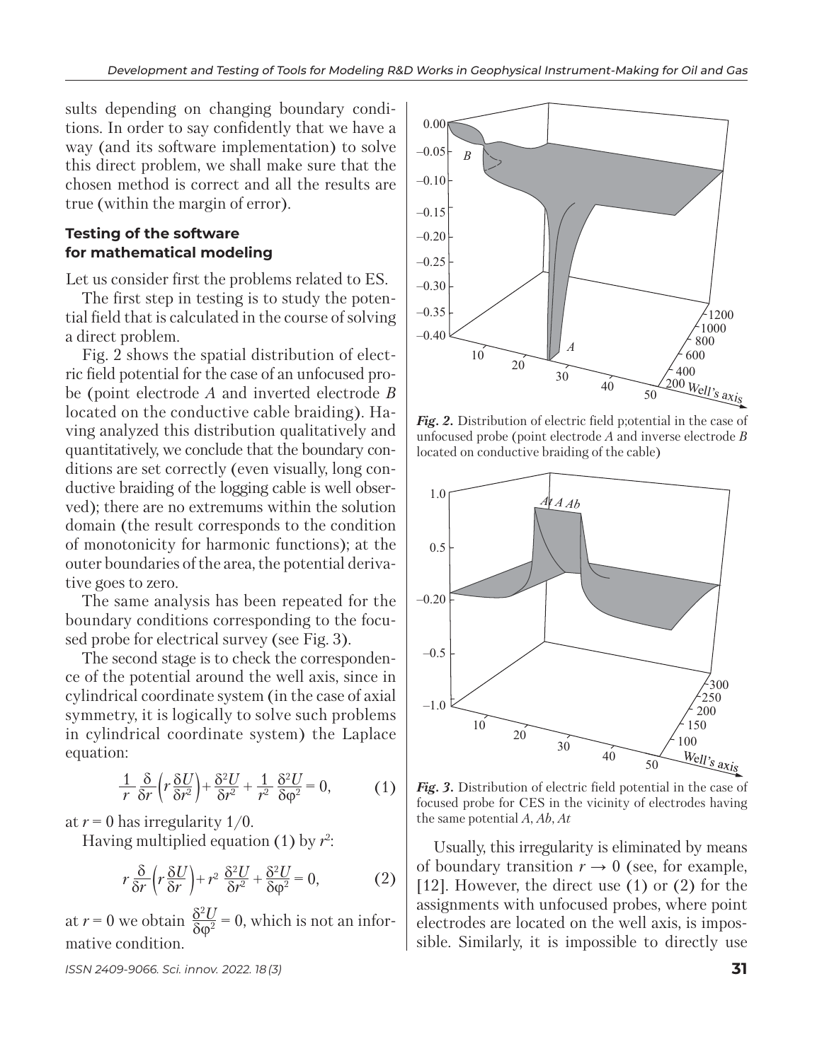sults depending on changing boundary conditions. In order to say confidently that we have a way (and its software implementation) to solve this direct problem, we shall make sure that the chosen method is correct and all the results are true (within the margin of error).

### Testing of the software for mathematical modeling

Let us consider first the problems related to ES.

The first step in testing is to study the potential field that is calculated in the course of solving a direct problem.

Fig. 2 shows the spatial distribution of electric field potential for the case of an unfocused probe (point electrode *A* and inverted electrode *B* located on the conductive cable braiding). Having analyzed this distribution qualitatively and quantitatively, we conclude that the boundary conditions are set correctly (even visually, long conductive braiding of the logging cable is well observed); there are no extremums within the solution domain (the result corresponds to the condition of monotonicity for harmonic functions); at the outer boundaries of the area, the potential derivative goes to zero.

The same analysis has been repeated for the boundary conditions corresponding to the focused probe for electrical survey (see Fig. 3).

The second stage is to check the correspondence of the potential around the well axis, since in cylindrical coordinate system (in the case of axial symmetry, it is logically to solve such problems in cylindrical coordinate system) the Laplace equation:

$$\frac{1}{r}\frac{\delta}{\delta r}\left(r\frac{\delta U}{\delta r^2}\right)+\frac{\delta^2 U}{\delta r^2}+\frac{1}{r^2}\frac{\delta^2 U}{\delta \varphi^2}=0, \qquad (1)$$

at $r = 0$ has irregularity $1/0$.

Having multiplied equation (1) by $r^2$:

$$r\frac{\delta}{\delta r}\left(r\frac{\delta U}{\delta r}\right)+r^2\frac{\delta^2 U}{\delta r^2}+\frac{\delta^2 U}{\delta \varphi^2}=0, \qquad (2)$$

at $r = 0$ we obtain $\frac{\delta^2 U}{\delta \varphi^2} = 0$, which is not an informative condition.

*Fig. 2.* Distribution of electric field p;otential in the case of unfocused probe (point electrode *A* and inverse electrode *B* located on conductive braiding of the cable)

*Fig. 3.* Distribution of electric field potential in the case of focused probe for CES in the vicinity of electrodes having the same potential *A*, *Ab*, *At*

Usually, this irregularity is eliminated by means of boundary transition $r \to 0$ (see, for example, [12]. However, the direct use (1) or (2) for the assignments with unfocused probes, where point electrodes are located on the well axis, is impossible. Similarly, it is impossible to directly use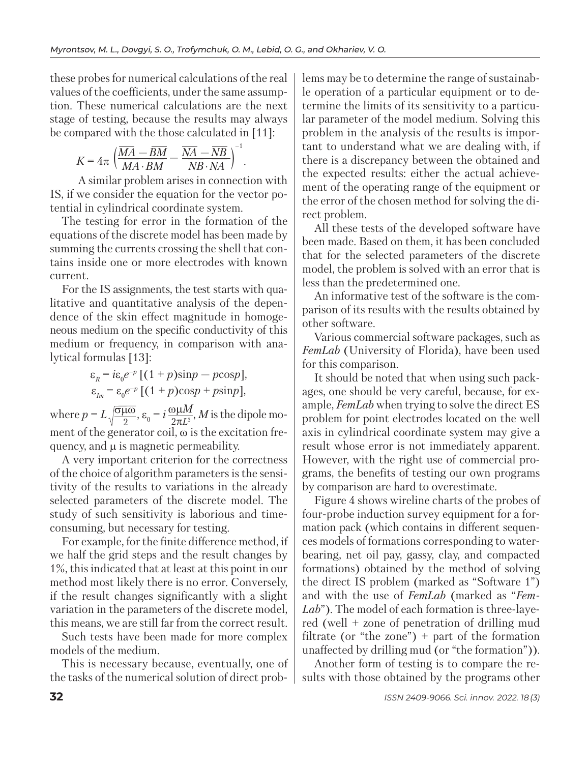these probes for numerical calculations of the real values of the coefficients, under the same assumption. These numerical calculations are the next stage of testing, because the results may always be compared with the those calculated in [11]:

$$K = 4\pi \left(\frac{\overline{MA} - \overline{BM}}{\overline{MA} \cdot \overline{BM}} - \frac{\overline{NA} - \overline{NB}}{\overline{NB} \cdot \overline{NA}}\right)^{-1}.$$

A similar problem arises in connection with IS, if we consider the equation for the vector potential in cylindrical coordinate system.

The testing for error in the formation of the equations of the discrete model has been made by summing the currents crossing the shell that contains inside one or more electrodes with known current.

For the IS assignments, the test starts with qualitative and quantitative analysis of the dependence of the skin effect magnitude in homogeneous medium on the specific conductivity of this medium or frequency, in comparison with analytical formulas [13]:

$$\varepsilon_R = i\varepsilon_0 e^{-p}\,[(1 + p)\sin p - p\cos p],$$
$$\varepsilon_{Im} = \varepsilon_0 e^{-p}\,[(1 + p)\cos p + p\sin p],$$

where $p = L\sqrt{\frac{\sigma\mu\omega}{2}}$, $\varepsilon_0 = i\frac{\omega\mu M}{2\pi L^3}$, $M$ is the dipole moment of the generator coil, $\omega$ is the excitation frequency, and $\mu$ is magnetic permeability.

A very important criterion for the correctness of the choice of algorithm parameters is the sensitivity of the results to variations in the already selected parameters of the discrete model. The study of such sensitivity is laborious and time-consuming, but necessary for testing.

For example, for the finite difference method, if we half the grid steps and the result changes by 1%, this indicated that at least at this point in our method most likely there is no error. Conversely, if the result changes significantly with a slight variation in the parameters of the discrete model, this means, we are still far from the correct result.

Such tests have been made for more complex models of the medium.

This is necessary because, eventually, one of the tasks of the numerical solution of direct problems may be to determine the range of sustainable operation of a particular equipment or to determine the limits of its sensitivity to a particular parameter of the model medium. Solving this problem in the analysis of the results is important to understand what we are dealing with, if there is a discrepancy between the obtained and the expected results: either the actual achievement of the operating range of the equipment or the error of the chosen method for solving the direct problem.

All these tests of the developed software have been made. Based on them, it has been concluded that for the selected parameters of the discrete model, the problem is solved with an error that is less than the predetermined one.

An informative test of the software is the comparison of its results with the results obtained by other software.

Various commercial software packages, such as *FemLab* (University of Florida), have been used for this comparison.

It should be noted that when using such packages, one should be very careful, because, for example, *FemLab* when trying to solve the direct ES problem for point electrodes located on the well axis in cylindrical coordinate system may give a result whose error is not immediately apparent. However, with the right use of commercial programs, the benefits of testing our own programs by comparison are hard to overestimate.

Figure 4 shows wireline charts of the probes of four-probe induction survey equipment for a formation pack (which contains in different sequences models of formations corresponding to water-bearing, net oil pay, gassy, clay, and compacted formations) obtained by the method of solving the direct IS problem (marked as "Software 1") and with the use of *FemLab* (marked as "*FemLab*"). The model of each formation is three-layered (well + zone of penetration of drilling mud filtrate (or "the zone") + part of the formation unaffected by drilling mud (or "the formation")).

Another form of testing is to compare the results with those obtained by the programs other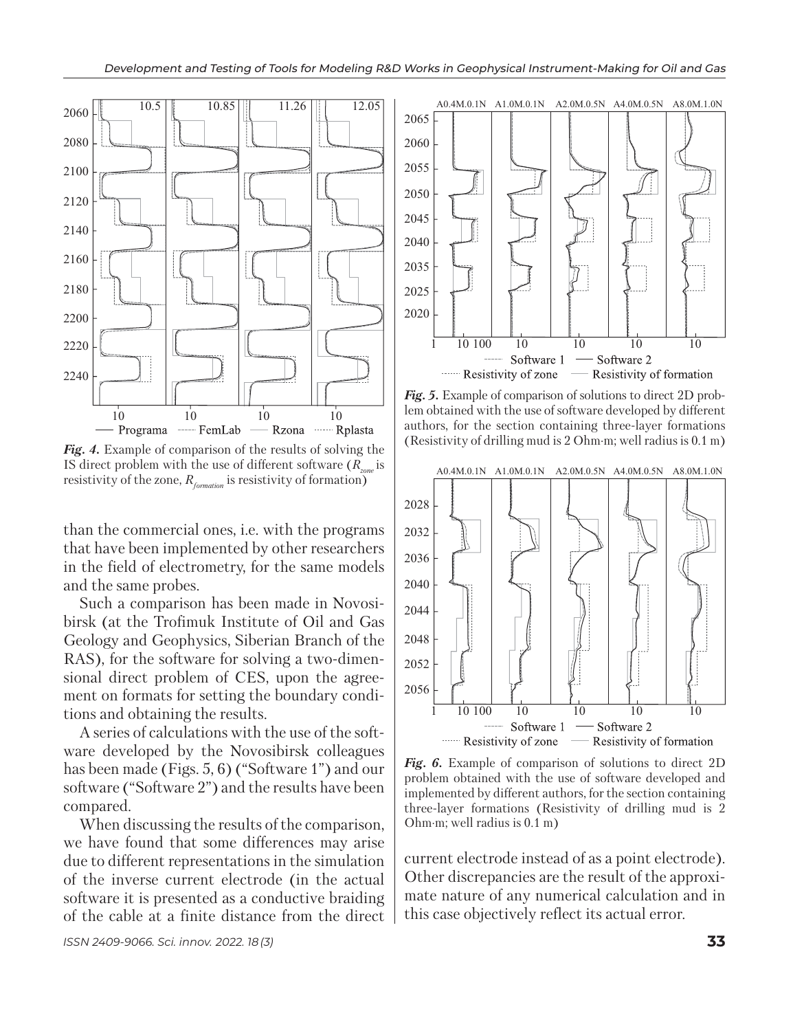*Fig. 4.* Example of comparison of the results of solving the IS direct problem with the use of different software ($R_{zone}$ is resistivity of the zone, $R_{formation}$ is resistivity of formation)

than the commercial ones, i.e. with the programs that have been implemented by other researchers in the field of electrometry, for the same models and the same probes.

Such a comparison has been made in Novosibirsk (at the Trofimuk Institute of Oil and Gas Geology and Geophysics, Siberian Branch of the RAS), for the software for solving a two-dimensional direct problem of CES, upon the agreement on formats for setting the boundary conditions and obtaining the results.

A series of calculations with the use of the software developed by the Novosibirsk colleagues has been made (Figs. 5, 6) ("Software 1") and our software ("Software 2") and the results have been compared.

When discussing the results of the comparison, we have found that some differences may arise due to different representations in the simulation of the inverse current electrode (in the actual software it is presented as a conductive braiding of the cable at a finite distance from the direct current electrode instead of as a point electrode). Other discrepancies are the result of the approximate nature of any numerical calculation and in this case objectively reflect its actual error.

*Fig. 5.* Example of comparison of solutions to direct 2D problem obtained with the use of software developed by different authors, for the section containing three-layer formations (Resistivity of drilling mud is 2 Ohm·m; well radius is 0.1 m)

*Fig. 6.* Example of comparison of solutions to direct 2D problem obtained with the use of software developed and implemented by different authors, for the section containing three-layer formations (Resistivity of drilling mud is 2 Ohm·m; well radius is 0.1 m)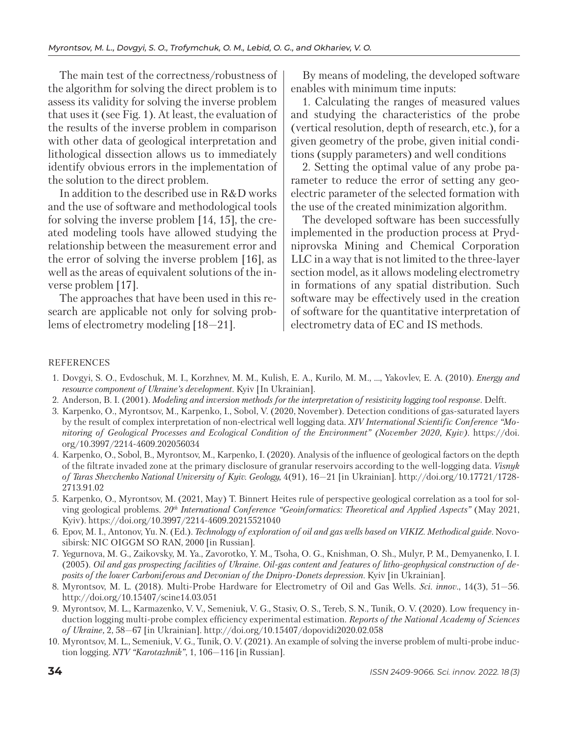The main test of the correctness/robustness of the algorithm for solving the direct problem is to assess its validity for solving the inverse problem that uses it (see Fig. 1). At least, the evaluation of the results of the inverse problem in comparison with other data of geological interpretation and lithological dissection allows us to immediately identify obvious errors in the implementation of the solution to the direct problem.

In addition to the described use in R&D works and the use of software and methodological tools for solving the inverse problem [14, 15], the created modeling tools have allowed studying the relationship between the measurement error and the error of solving the inverse problem [16], as well as the areas of equivalent solutions of the inverse problem [17].

The approaches that have been used in this research are applicable not only for solving problems of electrometry modeling [18—21].

By means of modeling, the developed software enables with minimum time inputs:

1. Calculating the ranges of measured values and studying the characteristics of the probe (vertical resolution, depth of research, etc.), for a given geometry of the probe, given initial conditions (supply parameters) and well conditions

2. Setting the optimal value of any probe parameter to reduce the error of setting any geoelectric parameter of the selected formation with the use of the created minimization algorithm.

The developed software has been successfully implemented in the production process at Prydniprovska Mining and Chemical Corporation LLC in a way that is not limited to the three-layer section model, as it allows modeling electrometry in formations of any spatial distribution. Such software may be effectively used in the creation of software for the quantitative interpretation of electrometry data of EC and IS methods.

REFERENCES

1. Dovgyi, S. O., Evdoschuk, M. I., Korzhnev, M. M., Kulish, E. A., Kurilo, M. M., ..., Yakovlev, E. A. (2010). *Energy and resource component of Ukraine's development*. Kyiv [In Ukrainian].
2. Anderson, B. I. (2001). *Modeling and inversion methods for the interpretation of resistivity logging tool response*. Delft.
3. Karpenko, O., Myrontsov, M., Karpenko, I., Sobol, V. (2020, November). Detection conditions of gas-saturated layers by the result of complex interpretation of non-electrical well logging data. *XIV International Scientific Conference "Monitoring of Geological Processes and Ecological Condition of the Environment" (November 2020, Kyiv)*. https://doi.org/10.3997/2214-4609.202056034
4. Karpenko, O., Sobol, B., Myrontsov, M., Karpenko, I. (2020). Analysis of the influence of geological factors on the depth of the filtrate invaded zone at the primary disclosure of granular reservoirs according to the well-logging data. *Visnyk of Taras Shevchenko National University of Kyiv. Geology,* 4(91), 16—21 [in Ukrainian]. http://doi.org/10.17721/1728-2713.91.02
5. Karpenko, O., Myrontsov, M. (2021, May) T. Binnert Heites rule of perspective geological correlation as a tool for solving geological problems. *20th International Conference "Geoinformatics: Theoretical and Applied Aspects"* (May 2021, Kyiv). https://doi.org/10.3997/2214-4609.20215521040
6. Epov, M. I., Antonov, Yu. N. (Ed.). *Technology of exploration of oil and gas wells based on VIKIZ. Methodical guide*. Novosibirsk: NIC OIGGM SO RAN, 2000 [in Russian].
7. Yegurnova, M. G., Zaikovsky, M. Ya., Zavorotko, Y. M., Tsoha, O. G., Knishman, O. Sh., Mulyr, P. M., Demyanenko, I. I. (2005). *Oil and gas prospecting facilities of Ukraine. Oil-gas content and features of litho-geophysical construction of deposits of the lower Carboniferous and Devonian of the Dnipro-Donets depression*. Kyiv [in Ukrainian].
8. Myrontsov, M. L. (2018). Multi-Probe Hardware for Electrometry of Oil and Gas Wells. *Sci. innov*., 14(3), 51—56. http://doi.org/10.15407/scine14.03.051
9. Myrontsov, M. L., Karmazenko, V. V., Semeniuk, V. G., Stasiv, O. S., Tereb, S. N., Tunik, O. V. (2020). Low frequency induction logging multi-probe complex efficiency experimental estimation. *Reports of the National Academy of Sciences of Ukraine*, 2, 58—67 [in Ukrainian]. http://doi.org/10.15407/dopovidi2020.02.058
10. Myrontsov, M. L., Semeniuk, V. G., Tunik, O. V. (2021). An example of solving the inverse problem of multi-probe induction logging. *NTV "Karotazhnik"*, 1, 106—116 [in Russian].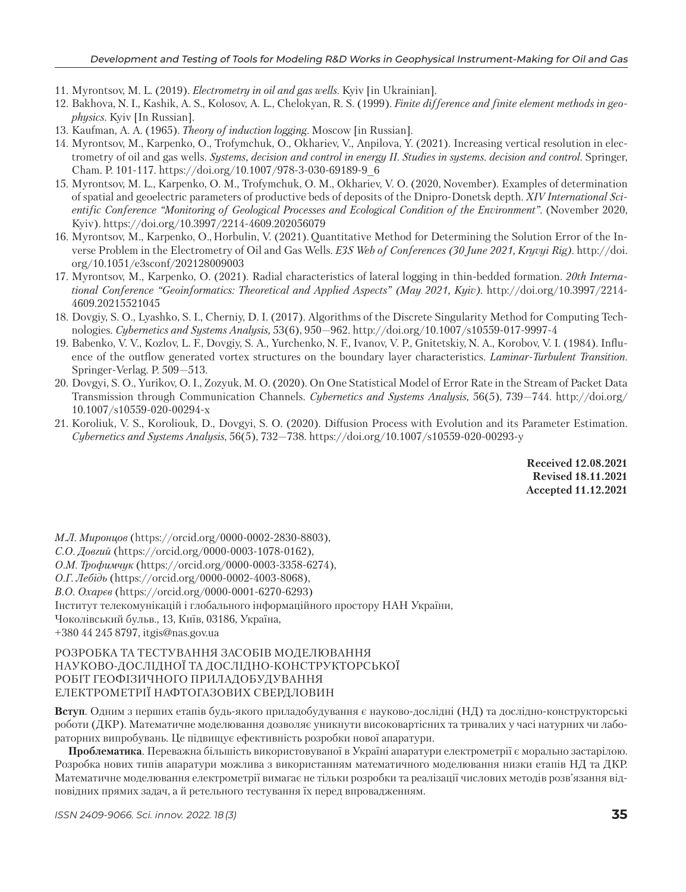11. Myrontsov, M. L. (2019). *Electrometry in oil and gas wells*. Kyiv [in Ukrainian].
12. Bakhova, N. I., Kashik, A. S., Kolosov, A. L., Chelokyan, R. S. (1999). *Finite difference and finite element methods in geophysics*. Kyiv [In Russian].
13. Kaufman, A. A. (1965). *Theory of induction logging*. Moscow [in Russian].
14. Myrontsov, M., Karpenko, O., Trofymchuk, O., Okhariev, V., Anpilova, Y. (2021). Increasing vertical resolution in electrometry of oil and gas wells. *Systems, decision and control in energy II. Studies in systems. decision and control*. Springer, Cham. P. 101-117. https://doi.org/10.1007/978-3-030-69189-9_6
15. Myrontsov, M. L., Karpenko, O. M., Trofymchuk, O. M., Okhariev, V. O. (2020, November). Examples of determination of spatial and geoelectric parameters of productive beds of deposits of the Dnipro-Donetsk depth. *XIV International Scientific Conference "Monitoring of Geological Processes and Ecological Condition of the Environment"*. (November 2020, Kyiv). https://doi.org/10.3997/2214-4609.202056079
16. Myrontsov, M., Karpenko, O., Horbulin, V. (2021). Quantitative Method for Determining the Solution Error of the Inverse Problem in the Electrometry of Oil and Gas Wells. *E3S Web of Conferences (30 June 2021, Kryvyi Rig)*. http://doi.org/10.1051/e3sconf/202128009003
17. Myrontsov, M., Karpenko, O. (2021). Radial characteristics of lateral logging in thin-bedded formation. *20th International Conference "Geoinformatics: Theoretical and Applied Aspects" (May 2021, Kyiv)*. http://doi.org/10.3997/2214-4609.20215521045
18. Dovgiy, S. O., Lyashko, S. I., Cherniy, D. I. (2017). Algorithms of the Discrete Singularity Method for Computing Technologies. *Cybernetics and Systems Analysis*, 53(6), 950–962. http://doi.org/10.1007/s10559-017-9997-4
19. Babenko, V. V., Kozlov, L. F., Dovgiy, S. A., Yurchenko, N. F., Ivanov, V. P., Gnitetskiy, N. A., Korobov, V. I. (1984). Influence of the outflow generated vortex structures on the boundary layer characteristics. *Laminar-Turbulent Transition*. Springer-Verlag. P. 509–513.
20. Dovgyi, S. O., Yurikov, O. I., Zozyuk, M. O. (2020). On One Statistical Model of Error Rate in the Stream of Packet Data Transmission through Communication Channels. *Cybernetics and Systems Analysis*, 56(5), 739–744. http://doi.org/10.1007/s10559-020-00294-x
21. Koroliuk, V. S., Koroliouk, D., Dovgyi, S. O. (2020). Diffusion Process with Evolution and its Parameter Estimation. *Cybernetics and Systems Analysis*, 56(5), 732–738. https://doi.org/10.1007/s10559-020-00293-y

**Received 12.08.2021**
**Revised 18.11.2021**
**Accepted 11.12.2021**

*М.Л. Миронцов* (https://orcid.org/0000-0002-2830-8803),
*С.О. Довгий* (https://orcid.org/0000-0003-1078-0162),
*О.М. Трофимчук* (https://orcid.org/0000-0003-3358-6274),
*О.Г. Лебідь* (https://orcid.org/0000-0002-4003-8068),
*В.О. Охарев* (https://orcid.org/0000-0001-6270-6293)
Інститут телекомунікацій і глобального інформаційного простору НАН України,
Чоколівський бульв., 13, Київ, 03186, Україна,
+380 44 245 8797, itgis@nas.gov.ua

## РОЗРОБКА ТА ТЕСТУВАННЯ ЗАСОБІВ МОДЕЛЮВАННЯ НАУКОВО-ДОСЛІДНОЇ ТА ДОСЛІДНО-КОНСТРУКТОРСЬКОЇ РОБІТ ГЕОФІЗИЧНОГО ПРИЛАДОБУДУВАННЯ ЕЛЕКТРОМЕТРІЇ НАФТОГАЗОВИХ СВЕРДЛОВИН

**Вступ**. Одним з перших етапів будь-якого приладобудування є науково-дослідні (НД) та дослідно-конструкторські роботи (ДКР). Математичне моделювання дозволяє уникнути високовартісних та тривалих у часі натурних чи лабораторних випробувань. Це підвищує ефективність розробки нової апаратури.

**Проблематика**. Переважна більшість використовуваної в Україні апаратури електрометрії є морально застарілою. Розробка нових типів апаратури можлива з використанням математичного моделювання низки етапів НД та ДКР. Математичне моделювання електрометрії вимагає не тільки розробки та реалізації числових методів розв'язання відповідних прямих задач, а й ретельного тестування їх перед впровадженням.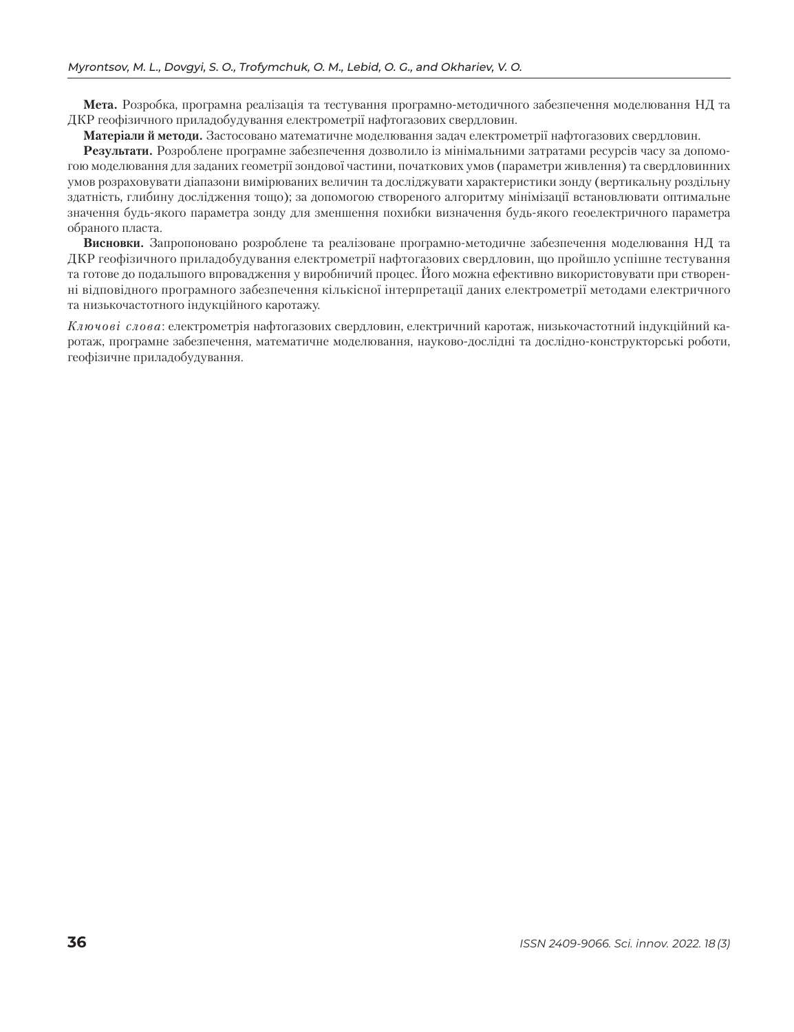**Мета.** Розробка, програмна реалізація та тестування програмно-методичного забезпечення моделювання НД та ДКР геофізичного приладобудування електрометрії нафтогазових свердловин.

**Матеріали й методи.** Застосовано математичне моделювання задач електрометрії нафтогазових свердловин.

**Результати.** Розроблене програмне забезпечення дозволило із мінімальними затратами ресурсів часу за допомогою моделювання для заданих геометрії зондової частини, початкових умов (параметри живлення) та свердловинних умов розраховувати діапазони вимірюваних величин та досліджувати характеристики зонду (вертикальну роздільну здатність, глибину дослідження тощо); за допомогою створеного алгоритму мінімізації встановлювати оптимальне значення будь-якого параметра зонду для зменшення похибки визначення будь-якого геоелектричного параметра обраного пласта.

**Висновки.** Запропоновано розроблене та реалізоване програмно-методичне забезпечення моделювання НД та ДКР геофізичного приладобудування електрометрії нафтогазових свердловин, що пройшло успішне тестування та готове до подальшого впровадження у виробничий процес. Його можна ефективно використовувати при створенні відповідного програмного забезпечення кількісної інтерпретації даних електрометрії методами електричного та низькочастотного індукційного каротажу.

*Ключові слова*: електрометрія нафтогазових свердловин, електричний каротаж, низькочастотний індукційний каротаж, програмне забезпечення, математичне моделювання, науково-дослідні та дослідно-конструкторські роботи, геофізичне приладобудування.